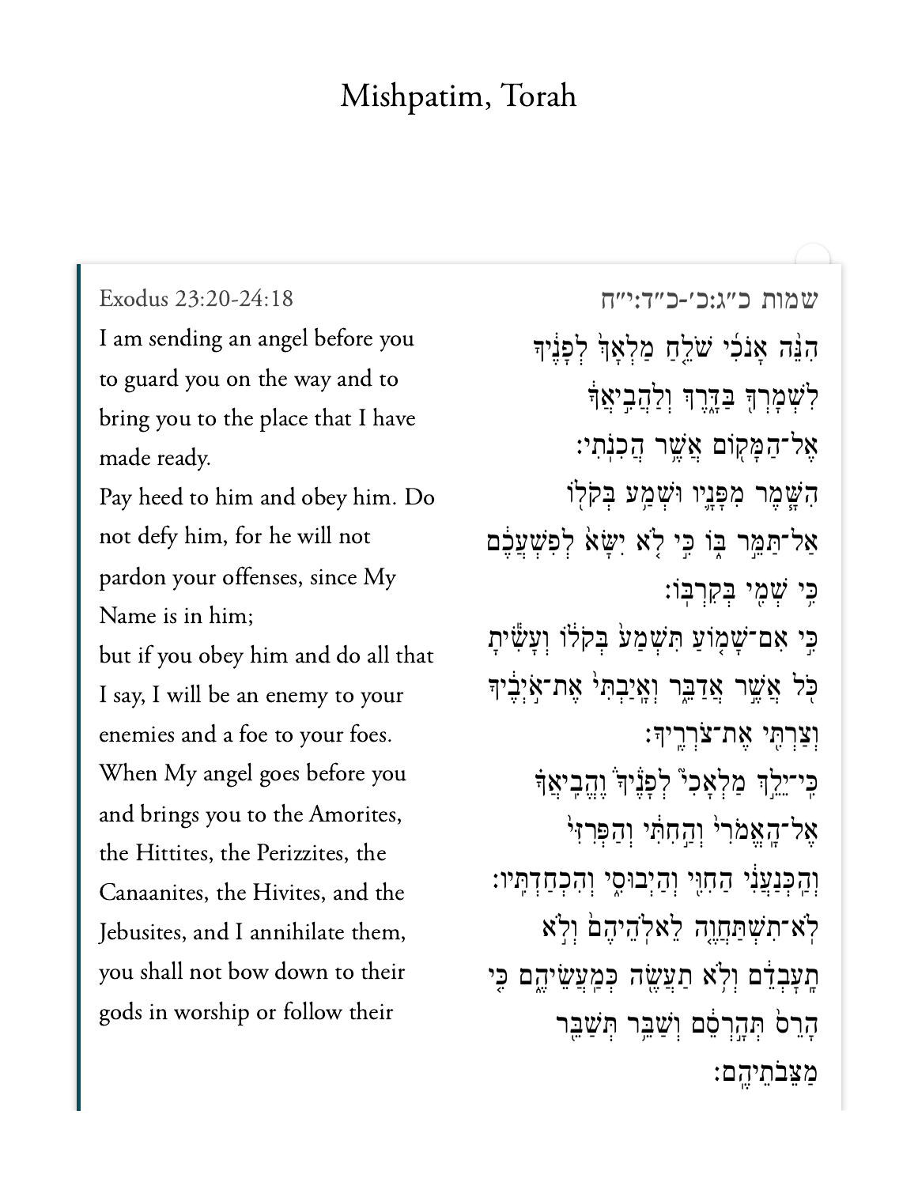# Mishpatim, Torah

Exodus 23:20-24:18

I am sending an angel before you to guard you on the way and to bring you to the place that I have made ready.

Pay heed to him and obey him. Do not defy him, for he will not pardon your offenses, since My Name is in him;

but if you obey him and do all that I say, I will be an enemy to your enemies and a foe to your foes.

When My angel goes before you and brings you to the Amorites, the Hittites, the Perizzites, the Canaanites, the Hivites, and the Jebusites, and I annihilate them, you shall not bow down to their gods in worship or follow their

שמות כ״ג:כ׳-כ״ד:י״ח

הִנֵּ֨ה אָנֹכִ֜י שֹׁלֵ֤חַ מַלְאָךְ֙ לְפָנֶ֔יךָ לִשְׁמׇרְךָ֖ בַּדָּ֑רֶךְ וְלַהֲבִ֣יאֲךָ֔ אֶל־הַמָּק֖וֹם אֲשֶׁ֥ר הֲכִנֹֽתִי׃

הִשָּׁ֧מֶר מִפָּנָ֛יו וּשְׁמַ֥ע בְּקֹל֖וֹ אַל־תַּמֵּ֣ר בּ֑וֹ כִּ֣י לֹ֤א יִשָּׂא֙ לְפִשְׁעֲכֶ֔ם כִּ֥י שְׁמִ֖י בְּקִרְבּֽוֹ׃

כִּ֣י אִם־שָׁמֹ֤עַ תִּשְׁמַע֙ בְּקֹל֔וֹ וְעָשִׂ֕יתָ כֹּ֖ל אֲשֶׁ֣ר אֲדַבֵּ֑ר וְאָֽיַבְתִּי֙ אֶת־אֹ֣יְבֶ֔יךָ וְצַרְתִּ֖י אֶת־צֹרְרֶֽיךָ׃

כִּֽי־יֵלֵ֣ךְ מַלְאָכִי֮ לְפָנֶ֒יךָ֒ וֶֽהֱבִיאֲךָ֗ אֶל־הָֽאֱמֹרִי֙ וְהַ֣חִתִּ֔י וְהַפְּרִזִּי֙ וְהַֽכְּנַעֲנִ֔י הַחִוִּ֖י וְהַיְבוּסִ֑י וְהִכְחַדְתִּֽיו׃

לֹֽא־תִשְׁתַּחֲוֶ֤ה לֵֽאלֹהֵיהֶם֙ וְלֹ֣א תׇעׇבְדֵ֔ם וְלֹ֥א תַעֲשֶׂ֖ה כְּֽמַעֲשֵׂיהֶ֑ם כִּ֤י הָרֵס֙ תְּהָ֣רְסֵ֔ם וְשַׁבֵּ֥ר תְּשַׁבֵּ֖ר מַצֵּבֹתֵיהֶֽם׃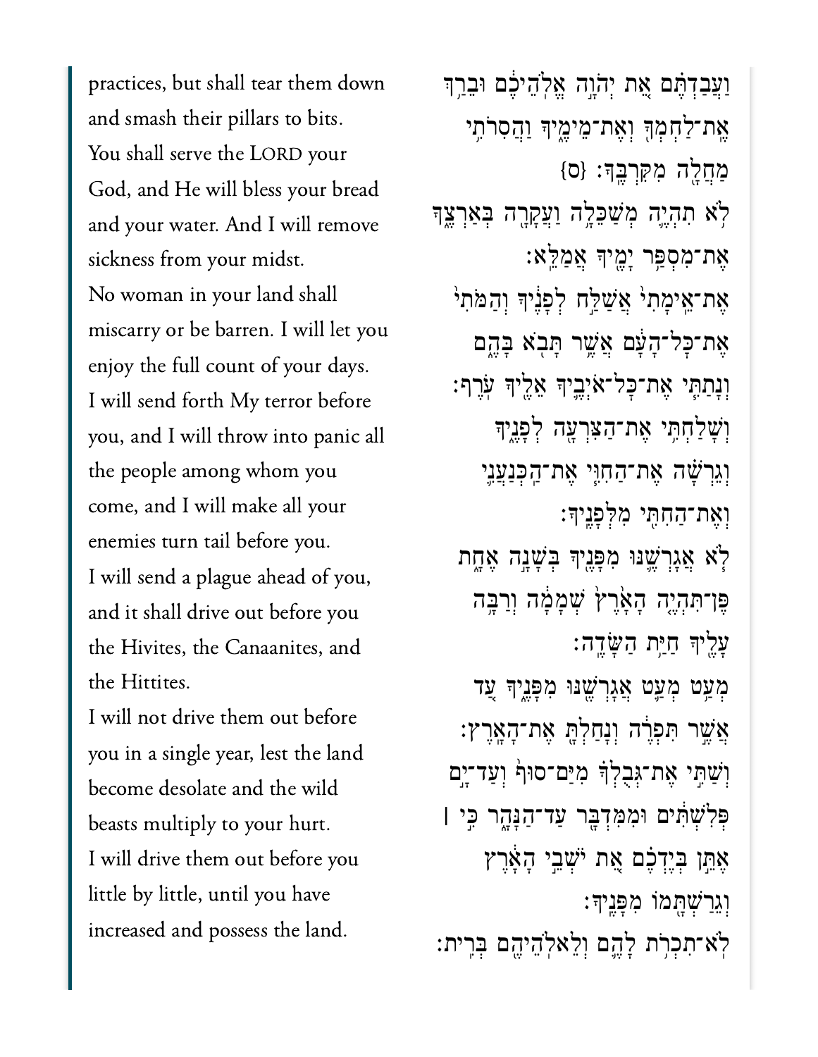practices, but shall tear them down and smash their pillars to bits.

You shall serve the LORD your God, and He will bless your bread and your water. And I will remove sickness from your midst.

No woman in your land shall miscarry or be barren. I will let you enjoy the full count of your days.

I will send forth My terror before you, and I will throw into panic all the people among whom you come, and I will make all your enemies turn tail before you.

I will send a plague ahead of you, and it shall drive out before you the Hivites, the Canaanites, and the Hittites.

I will not drive them out before you in a single year, lest the land become desolate and the wild beasts multiply to your hurt.

I will drive them out before you little by little, until you have increased and possess the land.

וַעֲבַדְתֶּ֗ם אֵ֚ת יְהֹוָ֣ה אֱלֹהֵיכֶ֔ם וּבֵרַ֥ךְ אֶֽת־לַחְמְךָ֖ וְאֶת־מֵימֶ֑יךָ וַהֲסִרֹתִ֥י מַחֲלָ֖ה מִקִּרְבֶּֽךָ׃ {ס}

לֹ֥א תִהְיֶ֛ה מְשַׁכֵּלָ֥ה וַעֲקָרָ֖ה בְּאַרְצֶ֑ךָ אֶת־מִסְפַּ֥ר יָמֶ֖יךָ אֲמַלֵּֽא׃

אֶת־אֵֽימָתִי֙ אֲשַׁלַּ֣ח לְפָנֶ֔יךָ וְהַמֹּתִי֙ אֶת־כׇּל־הָעָ֔ם אֲשֶׁ֥ר תָּבֹ֖א בָּהֶ֑ם וְנָתַתִּ֧י אֶת־כׇּל־אֹיְבֶ֛יךָ אֵלֶ֖יךָ עֹֽרֶף׃

וְשָׁלַחְתִּ֥י אֶת־הַצִּרְעָ֖ה לְפָנֶ֑יךָ וְגֵֽרְשָׁ֗ה אֶת־הַחִוִּ֧י אֶת־הַֽכְּנַעֲנִ֛י וְאֶת־הַחִתִּ֖י מִלְּפָנֶֽיךָ׃

לֹ֧א אֲגָרְשֶׁ֛נּוּ מִפָּנֶ֖יךָ בְּשָׁנָ֣ה אֶחָ֑ת פֶּן־תִּהְיֶ֤ה הָאָ֙רֶץ֙ שְׁמָמָ֔ה וְרַבָּ֥ה עָלֶ֖יךָ חַיַּ֥ת הַשָּׂדֶֽה׃

מְעַ֥ט מְעַ֛ט אֲגָרְשֶׁ֖נּוּ מִפָּנֶ֑יךָ עַ֚ד אֲשֶׁ֣ר תִּפְרֶ֔ה וְנָחַלְתָּ֖ אֶת־הָאָֽרֶץ׃

וְשַׁתִּ֣י אֶת־גְּבֻלְךָ֗ מִיַּם־סוּף֙ וְעַד־יָ֣ם פְּלִשְׁתִּ֔ים וּמִמִּדְבָּ֖ר עַד־הַנָּהָ֑ר כִּ֣י ׀ אֶתֵּ֣ן בְּיֶדְכֶ֗ם אֵ֚ת יֹשְׁבֵ֣י הָאָ֔רֶץ וְגֵרַשְׁתָּ֖מוֹ מִפָּנֶֽיךָ׃

לֹא־תִכְרֹ֥ת לָהֶ֛ם וְלֵאלֹהֵיהֶ֖ם בְּרִֽית׃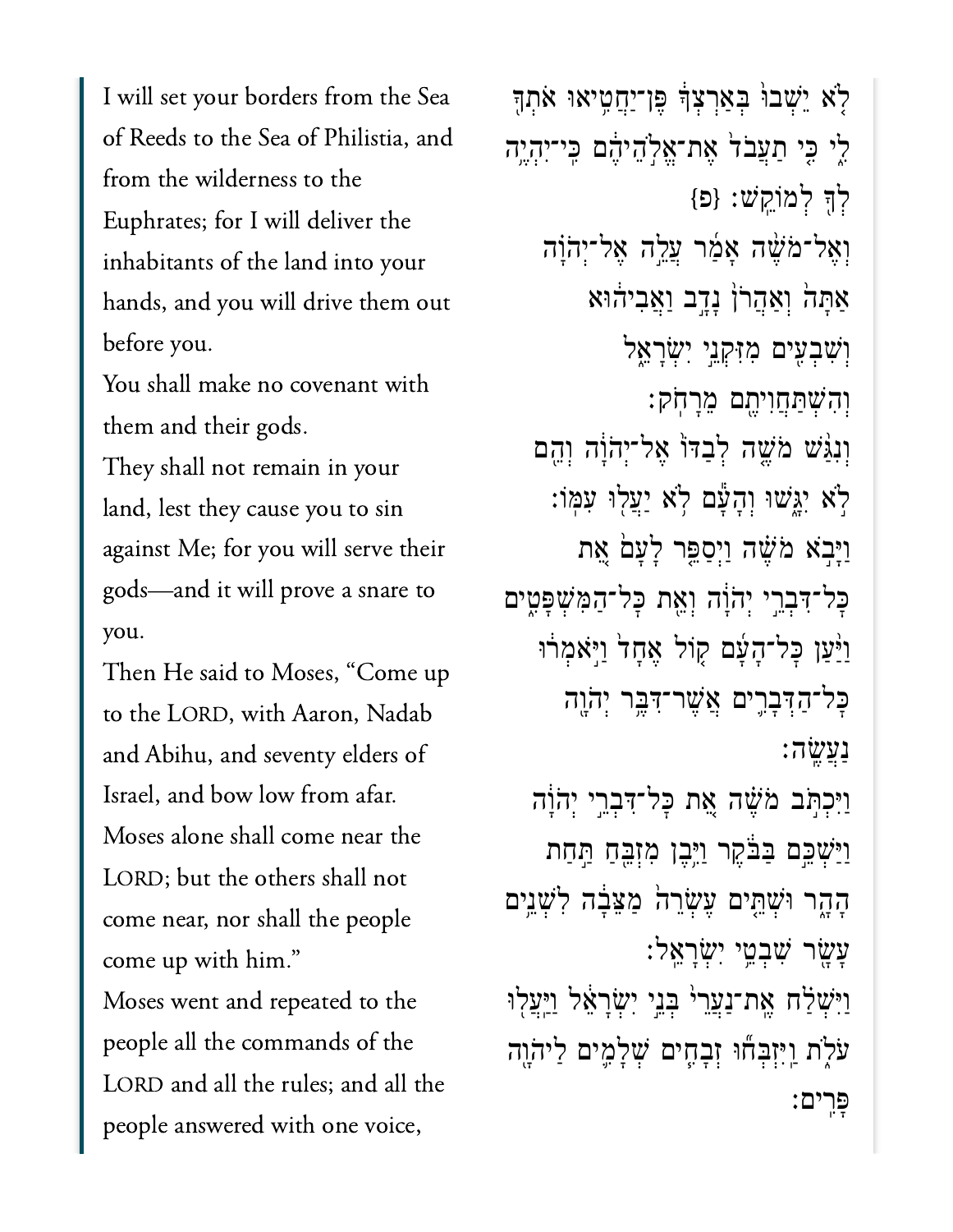I will set your borders from the Sea of Reeds to the Sea of Philistia, and from the wilderness to the Euphrates; for I will deliver the inhabitants of the land into your hands, and you will drive them out before you.

You shall make no covenant with them and their gods.

They shall not remain in your land, lest they cause you to sin against Me; for you will serve their gods—and it will prove a snare to you.

Then He said to Moses, "Come up to the LORD, with Aaron, Nadab and Abihu, and seventy elders of Israel, and bow low from afar.

Moses alone shall come near the LORD; but the others shall not come near, nor shall the people come up with him."

Moses went and repeated to the people all the commands of the LORD and all the rules; and all the people answered with one voice,

לֹ֤א יֵשְׁבוּ֙ בְּאַרְצְךָ֔ פֶּן־יַחֲטִ֥יאוּ אֹתְךָ֖ לִ֑י כִּ֤י תַעֲבֹד֙ אֶת־אֱלֹ֣הֵיהֶ֔ם כִּֽי־יִהְיֶ֥ה לְךָ֖ לְמוֹקֵֽשׁ׃ {פ}

וְאֶל־מֹשֶׁ֨ה אָמַ֜ר עֲלֵ֣ה אֶל־יְהֹוָ֗ה אַתָּה֙ וְאַהֲרֹן֙ נָדָ֣ב וַאֲבִיה֔וּא וְשִׁבְעִ֖ים מִזִּקְנֵ֣י יִשְׂרָאֵ֑ל וְהִשְׁתַּחֲוִיתֶ֖ם מֵרָחֹֽק׃

וְנִגַּ֨שׁ מֹשֶׁ֤ה לְבַדּוֹ֙ אֶל־יְהֹוָ֔ה וְהֵ֖ם לֹ֣א יִגָּ֑שׁוּ וְהָעָ֕ם לֹ֥א יַעֲל֖וּ עִמּֽוֹ׃

וַיָּבֹ֣א מֹשֶׁ֗ה וַיְסַפֵּ֤ר לָעָם֙ אֵ֚ת כָּל־דִּבְרֵ֣י יְהֹוָ֔ה וְאֵ֖ת כָּל־הַמִּשְׁפָּטִ֑ים וַיַּ֨עַן כָּל־הָעָ֜ם ק֤וֹל אֶחָד֙ וַיֹּ֣אמְר֔וּ כָּל־הַדְּבָרִ֛ים אֲשֶׁר־דִּבֶּ֥ר יְהֹוָ֖ה נַעֲשֶֽׂה׃

וַיִּכְתֹּ֣ב מֹשֶׁ֗ה אֵ֚ת כָּל־דִּבְרֵ֣י יְהֹוָ֔ה וַיַּשְׁכֵּ֣ם בַּבֹּ֔קֶר וַיִּ֥בֶן מִזְבֵּ֖חַ תַּ֣חַת הָהָ֑ר וּשְׁתֵּ֤ים עֶשְׂרֵה֙ מַצֵּבָ֔ה לִשְׁנֵ֥ים עָשָׂ֖ר שִׁבְטֵ֥י יִשְׂרָאֵֽל׃

וַיִּשְׁלַ֗ח אֶת־נַעֲרֵי֙ בְּנֵ֣י יִשְׂרָאֵ֔ל וַיַּעֲל֖וּ עֹלֹ֑ת וַיִּזְבְּח֞וּ זְבָחִ֧ים שְׁלָמִ֛ים לַיהֹוָ֖ה פָּרִֽים׃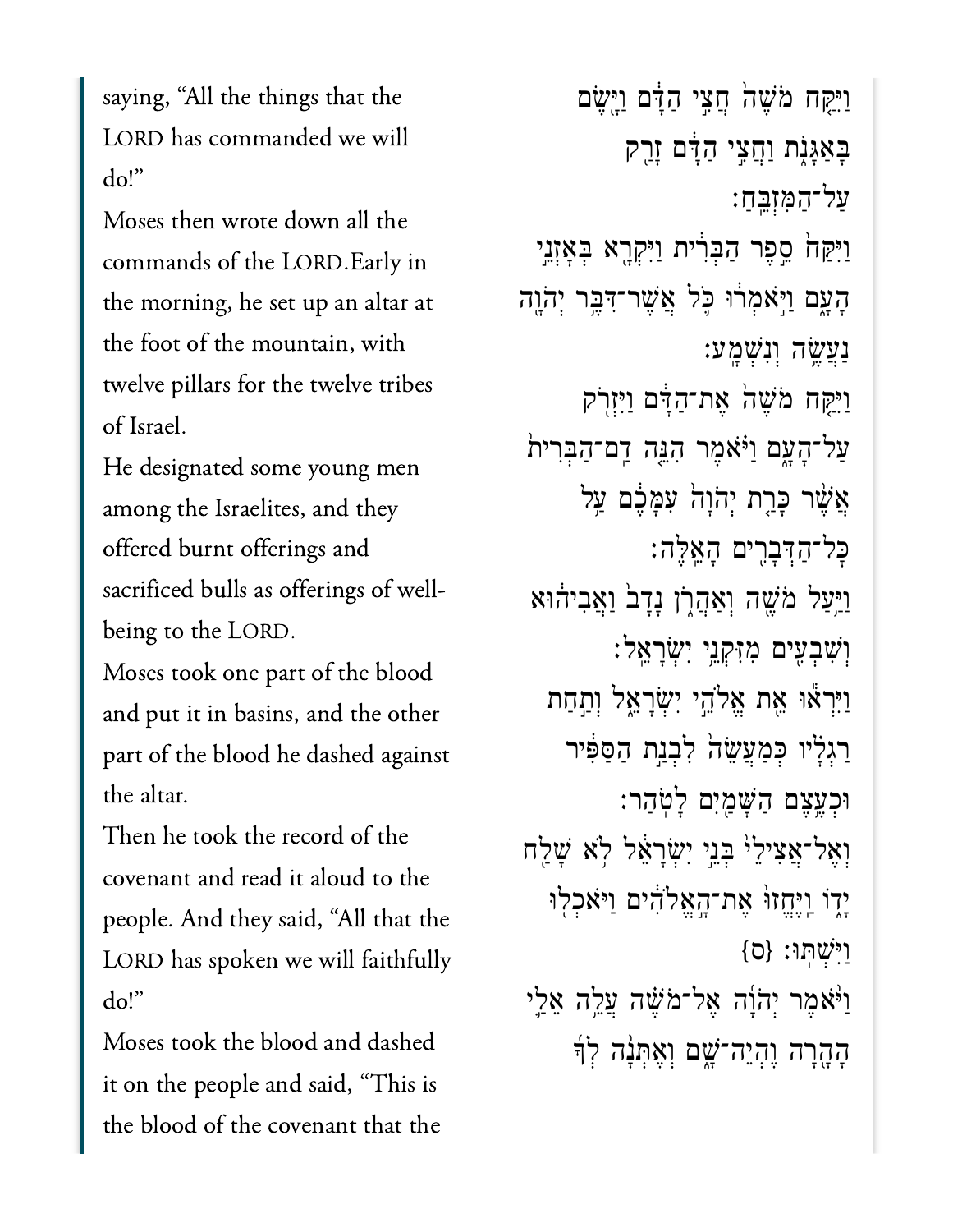saying, "All the things that the LORD has commanded we will do!"

Moses then wrote down all the commands of the LORD.Early in the morning, he set up an altar at the foot of the mountain, with twelve pillars for the twelve tribes of Israel.

He designated some young men among the Israelites, and they offered burnt offerings and sacrificed bulls as offerings of well-being to the LORD.

Moses took one part of the blood and put it in basins, and the other part of the blood he dashed against the altar.

Then he took the record of the covenant and read it aloud to the people. And they said, "All that the LORD has spoken we will faithfully do!"

Moses took the blood and dashed it on the people and said, "This is the blood of the covenant that the

וַיִּקַּח מֹשֶׁה֙ חֲצִ֣י הַדָּ֔ם וַיָּ֖שֶׂם בָּאַגָּנֹ֑ת וַחֲצִ֣י הַדָּ֔ם זָרַ֖ק עַל־הַמִּזְבֵּֽחַ׃

וַיִּקַּח֙ סֵ֣פֶר הַבְּרִ֔ית וַיִּקְרָ֖א בְּאָזְנֵ֣י הָעָ֑ם וַיֹּ֣אמְר֔וּ כֹּ֛ל אֲשֶׁר־דִּבֶּ֥ר יְהוָ֖ה נַעֲשֶׂ֥ה וְנִשְׁמָֽע׃

וַיִּקַּ֤ח מֹשֶׁה֙ אֶת־הַדָּ֔ם וַיִּזְרֹ֖ק עַל־הָעָ֑ם וַיֹּ֗אמֶר הִנֵּ֤ה דַם־הַבְּרִית֙ אֲשֶׁ֨ר כָּרַ֤ת יְהוָה֙ עִמָּכֶ֔ם עַ֥ל כָּל־הַדְּבָרִ֖ים הָאֵֽלֶּה׃

וַיַּ֥עַל מֹשֶׁ֖ה וְאַהֲרֹ֑ן נָדָב֙ וַאֲבִיה֔וּא וְשִׁבְעִ֖ים מִזִּקְנֵ֥י יִשְׂרָאֵֽל׃

וַיִּרְא֕וּ אֵ֖ת אֱלֹהֵ֣י יִשְׂרָאֵ֑ל וְתַ֣חַת רַגְלָ֗יו כְּמַעֲשֵׂה֙ לִבְנַ֣ת הַסַּפִּ֔יר וּכְעֶ֥צֶם הַשָּׁמַ֖יִם לָטֹֽהַר׃

וְאֶל־אֲצִילֵי֙ בְּנֵ֣י יִשְׂרָאֵ֔ל לֹ֥א שָׁלַ֖ח יָד֑וֹ וַֽיֶּחֱזוּ֙ אֶת־הָ֣אֱלֹהִ֔ים וַיֹּאכְל֖וּ וַיִּשְׁתּֽוּ׃ {ס}

וַיֹּ֨אמֶר יְהוָ֜ה אֶל־מֹשֶׁ֗ה עֲלֵ֥ה אֵלַ֛י הָהָ֖רָה וֶהְיֵה־שָׁ֑ם וְאֶתְּנָ֨ה לְךָ֜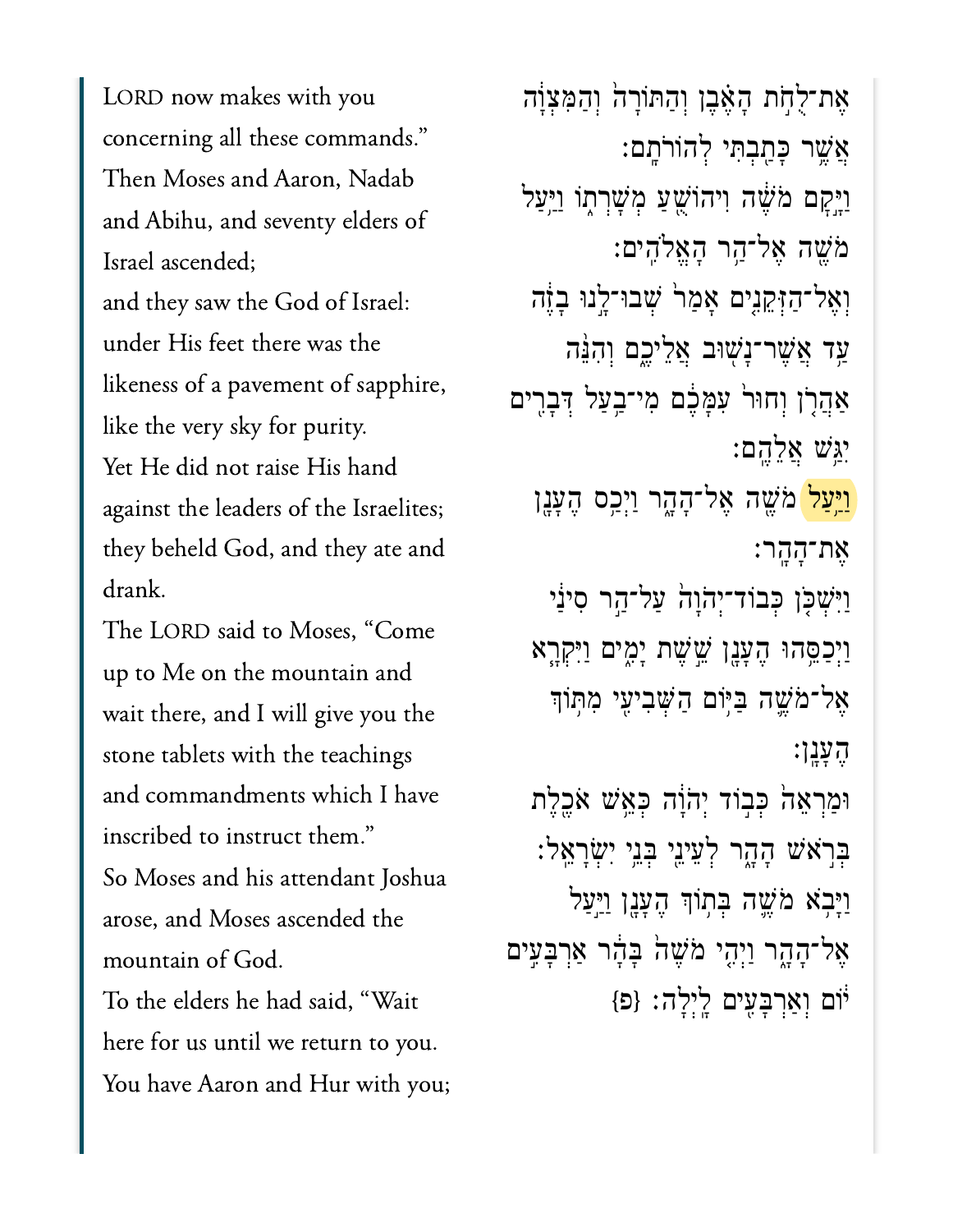LORD now makes with you concerning all these commands."

Then Moses and Aaron, Nadab and Abihu, and seventy elders of Israel ascended;

and they saw the God of Israel: under His feet there was the likeness of a pavement of sapphire, like the very sky for purity.

Yet He did not raise His hand against the leaders of the Israelites; they beheld God, and they ate and drank.

The LORD said to Moses, "Come up to Me on the mountain and wait there, and I will give you the stone tablets with the teachings and commandments which I have inscribed to instruct them."

So Moses and his attendant Joshua arose, and Moses ascended the mountain of God.

To the elders he had said, "Wait here for us until we return to you. You have Aaron and Hur with you;

אֶת־לֻחֹ֣ת הָאֶ֗בֶן וְהַתּוֹרָה֙ וְהַמִּצְוָ֔ה אֲשֶׁ֥ר כָּתַ֖בְתִּי לְהוֹרֹתָֽם׃

וַיָּ֣קָם מֹשֶׁ֔ה וִיהוֹשֻׁ֖עַ מְשָׁרְת֑וֹ וַיַּ֥עַל מֹשֶׁ֖ה אֶל־הַ֥ר הָאֱלֹהִֽים׃

וְאֶל־הַזְּקֵנִ֤ים אָמַר֙ שְׁבוּ־לָ֣נוּ בָזֶ֔ה עַ֥ד אֲשֶׁר־נָשׁ֖וּב אֲלֵיכֶ֑ם וְהִנֵּ֨ה אַהֲרֹ֤ן וְחוּר֙ עִמָּכֶ֔ם מִי־בַ֥עַל דְּבָרִ֖ים יִגַּ֥שׁ אֲלֵהֶֽם׃

וַיַּ֥עַל מֹשֶׁ֖ה אֶל־הָהָ֑ר וַיְכַ֥ס הֶעָנָ֖ן אֶת־הָהָֽר׃

וַיִּשְׁכֹּ֤ן כְּבוֹד־יְהוָה֙ עַל־הַ֣ר סִינַ֔י וַיְכַסֵּ֥הוּ הֶעָנָ֖ן שֵׁ֣שֶׁת יָמִ֑ים וַיִּקְרָ֥א אֶל־מֹשֶׁ֛ה בַּיּ֥וֹם הַשְּׁבִיעִ֖י מִתּ֥וֹךְ הֶעָנָֽן׃

וּמַרְאֵה֙ כְּב֣וֹד יְהוָ֔ה כְּאֵ֥שׁ אֹכֶ֖לֶת בְּרֹ֣אשׁ הָהָ֑ר לְעֵינֵ֖י בְּנֵ֥י יִשְׂרָאֵֽל׃

וַיָּבֹ֥א מֹשֶׁ֛ה בְּת֥וֹךְ הֶעָנָ֖ן וַיַּ֣עַל אֶל־הָהָ֑ר וַיְהִ֤י מֹשֶׁה֙ בָּהָ֔ר אַרְבָּעִ֣ים י֔וֹם וְאַרְבָּעִ֖ים לָֽיְלָה׃ {פ}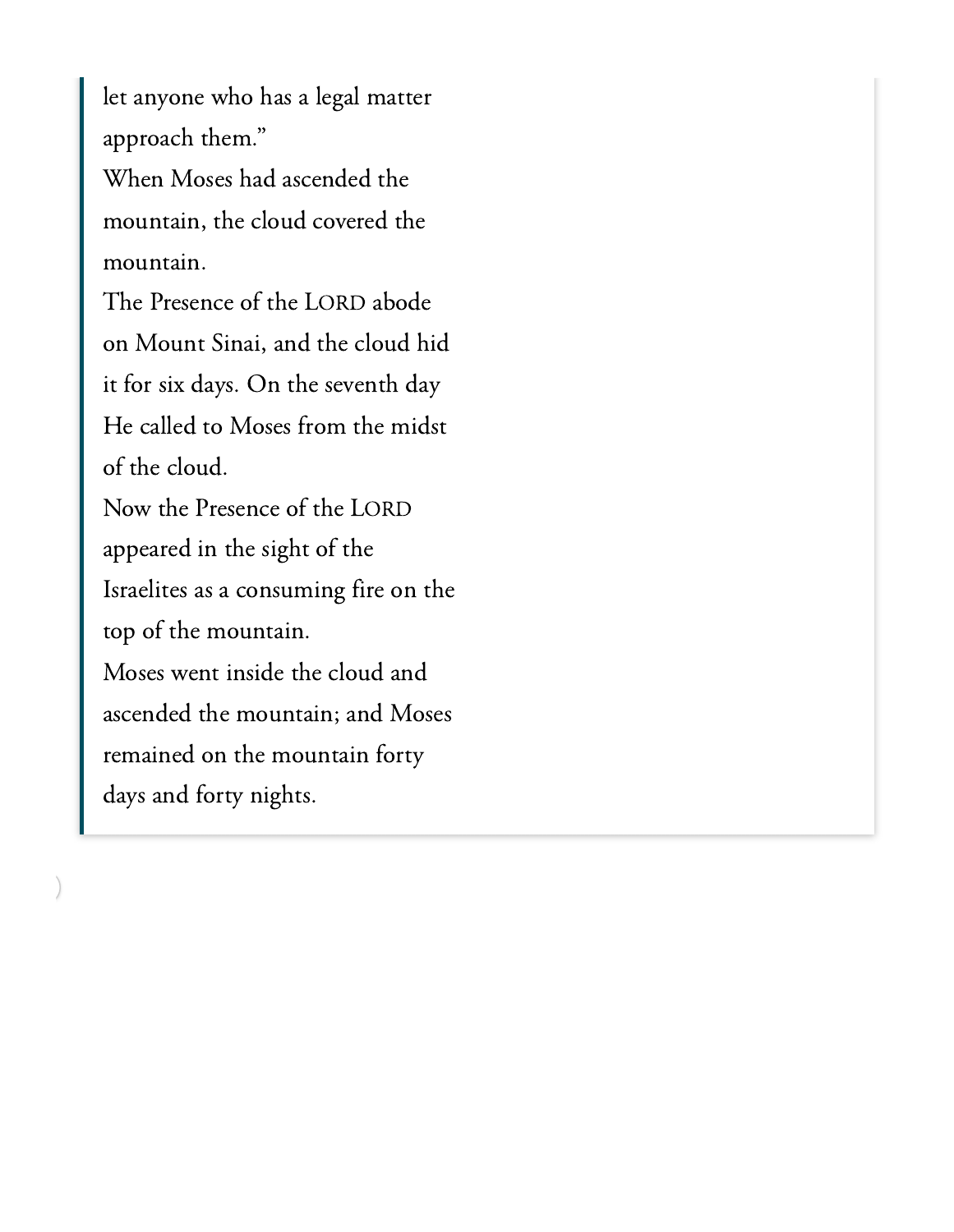> let anyone who has a legal matter approach them."
> When Moses had ascended the mountain, the cloud covered the mountain.
> The Presence of the LORD abode on Mount Sinai, and the cloud hid it for six days. On the seventh day He called to Moses from the midst of the cloud.
> Now the Presence of the LORD appeared in the sight of the Israelites as a consuming fire on the top of the mountain.
> Moses went inside the cloud and ascended the mountain; and Moses remained on the mountain forty days and forty nights.

)